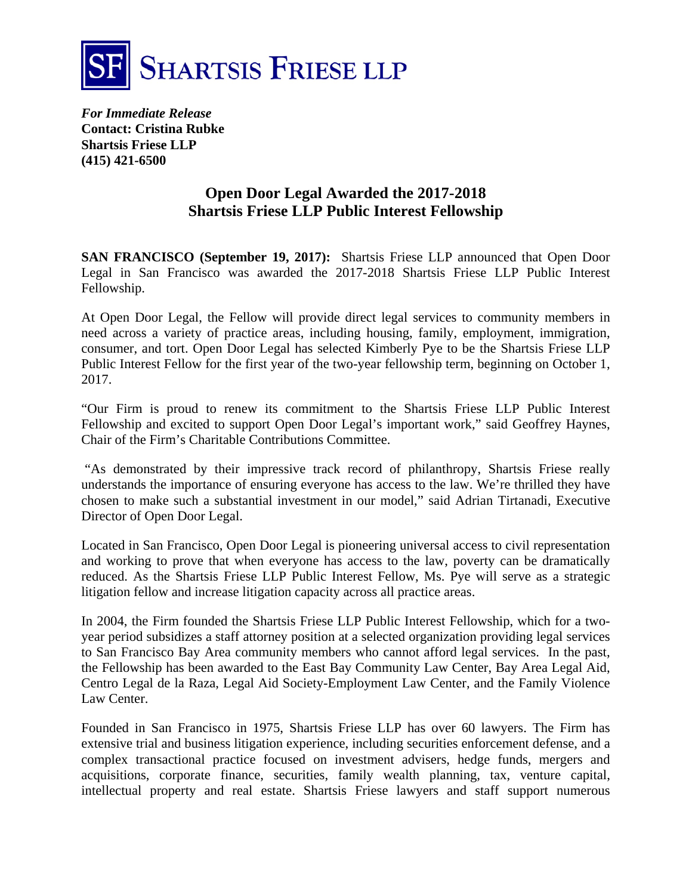# SHARTSIS FRIESE LLP

***For Immediate Release***
**Contact: Cristina Rubke**
**Shartsis Friese LLP**
**(415) 421-6500**

## Open Door Legal Awarded the 2017-2018 Shartsis Friese LLP Public Interest Fellowship

**SAN FRANCISCO (September 19, 2017):** Shartsis Friese LLP announced that Open Door Legal in San Francisco was awarded the 2017-2018 Shartsis Friese LLP Public Interest Fellowship.

At Open Door Legal, the Fellow will provide direct legal services to community members in need across a variety of practice areas, including housing, family, employment, immigration, consumer, and tort. Open Door Legal has selected Kimberly Pye to be the Shartsis Friese LLP Public Interest Fellow for the first year of the two-year fellowship term, beginning on October 1, 2017.

"Our Firm is proud to renew its commitment to the Shartsis Friese LLP Public Interest Fellowship and excited to support Open Door Legal's important work," said Geoffrey Haynes, Chair of the Firm's Charitable Contributions Committee.

"As demonstrated by their impressive track record of philanthropy, Shartsis Friese really understands the importance of ensuring everyone has access to the law. We're thrilled they have chosen to make such a substantial investment in our model," said Adrian Tirtanadi, Executive Director of Open Door Legal.

Located in San Francisco, Open Door Legal is pioneering universal access to civil representation and working to prove that when everyone has access to the law, poverty can be dramatically reduced. As the Shartsis Friese LLP Public Interest Fellow, Ms. Pye will serve as a strategic litigation fellow and increase litigation capacity across all practice areas.

In 2004, the Firm founded the Shartsis Friese LLP Public Interest Fellowship, which for a two-year period subsidizes a staff attorney position at a selected organization providing legal services to San Francisco Bay Area community members who cannot afford legal services. In the past, the Fellowship has been awarded to the East Bay Community Law Center, Bay Area Legal Aid, Centro Legal de la Raza, Legal Aid Society-Employment Law Center, and the Family Violence Law Center.

Founded in San Francisco in 1975, Shartsis Friese LLP has over 60 lawyers. The Firm has extensive trial and business litigation experience, including securities enforcement defense, and a complex transactional practice focused on investment advisers, hedge funds, mergers and acquisitions, corporate finance, securities, family wealth planning, tax, venture capital, intellectual property and real estate. Shartsis Friese lawyers and staff support numerous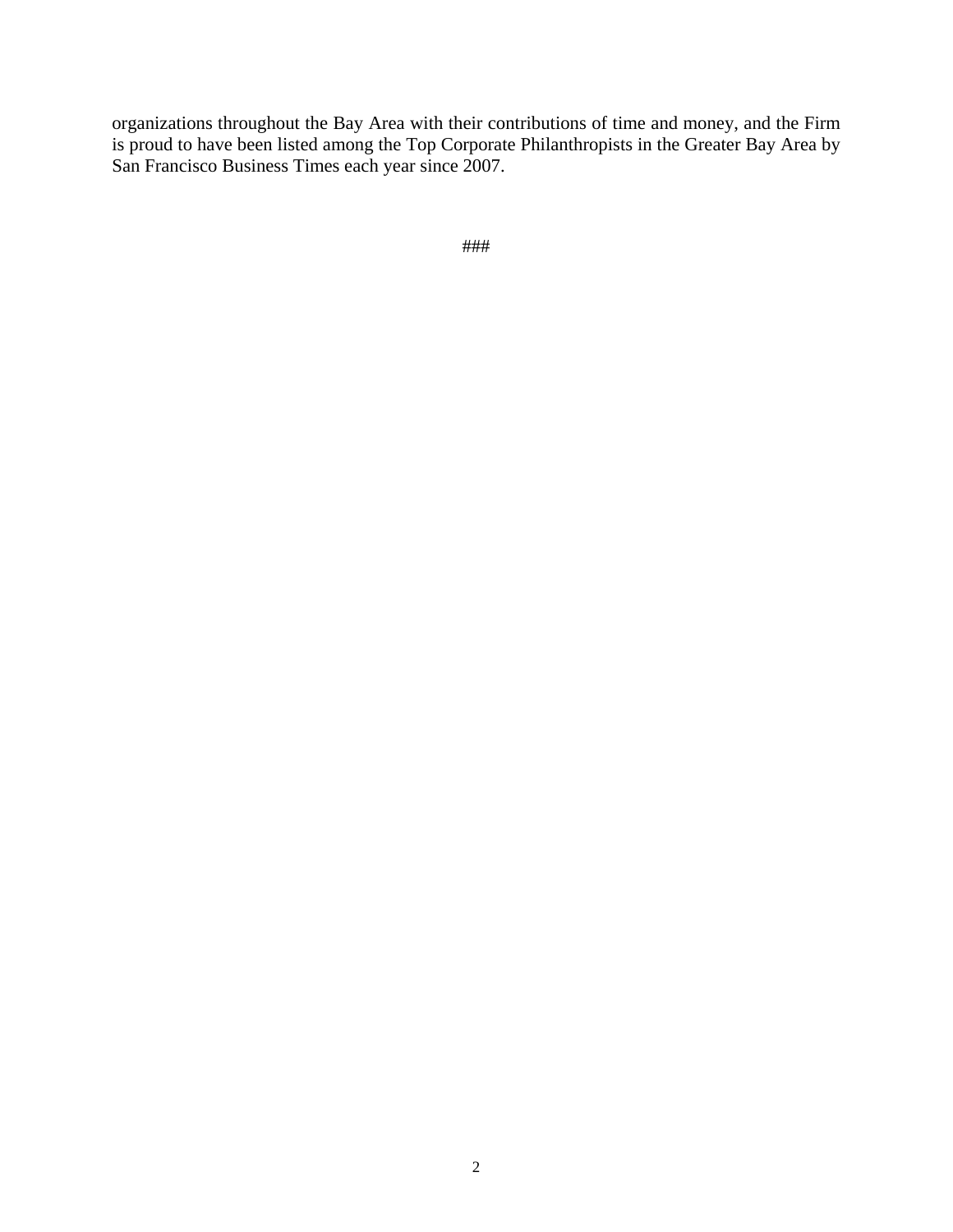organizations throughout the Bay Area with their contributions of time and money, and the Firm is proud to have been listed among the Top Corporate Philanthropists in the Greater Bay Area by San Francisco Business Times each year since 2007.

###